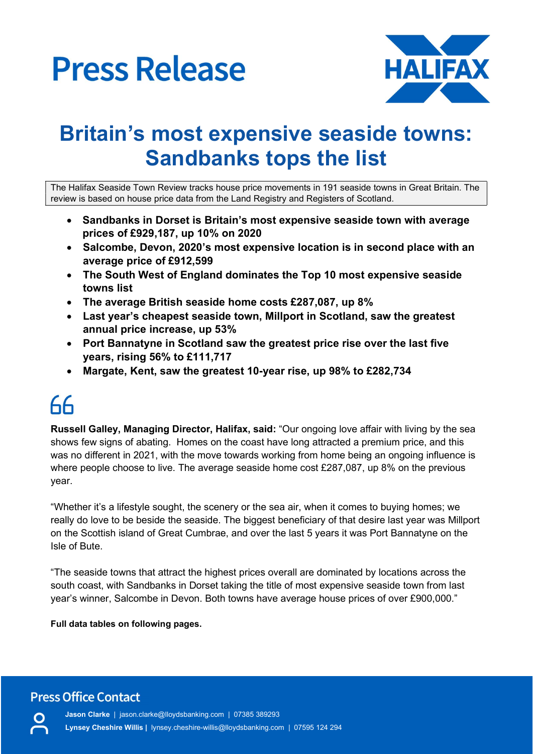# Press Release

HALIFAX

# Britain's most expensive seaside towns: Sandbanks tops the list

The Halifax Seaside Town Review tracks house price movements in 191 seaside towns in Great Britain. The review is based on house price data from the Land Registry and Registers of Scotland.

- **Sandbanks in Dorset is Britain's most expensive seaside town with average prices of £929,187, up 10% on 2020**
- **Salcombe, Devon, 2020's most expensive location is in second place with an average price of £912,599**
- **The South West of England dominates the Top 10 most expensive seaside towns list**
- **The average British seaside home costs £287,087, up 8%**
- **Last year's cheapest seaside town, Millport in Scotland, saw the greatest annual price increase, up 53%**
- **Port Bannatyne in Scotland saw the greatest price rise over the last five years, rising 56% to £111,717**
- **Margate, Kent, saw the greatest 10-year rise, up 98% to £282,734**

**Russell Galley, Managing Director, Halifax, said:** "Our ongoing love affair with living by the sea shows few signs of abating. Homes on the coast have long attracted a premium price, and this was no different in 2021, with the move towards working from home being an ongoing influence is where people choose to live. The average seaside home cost £287,087, up 8% on the previous year.

"Whether it's a lifestyle sought, the scenery or the sea air, when it comes to buying homes; we really do love to be beside the seaside. The biggest beneficiary of that desire last year was Millport on the Scottish island of Great Cumbrae, and over the last 5 years it was Port Bannatyne on the Isle of Bute.

"The seaside towns that attract the highest prices overall are dominated by locations across the south coast, with Sandbanks in Dorset taking the title of most expensive seaside town from last year's winner, Salcombe in Devon. Both towns have average house prices of over £900,000."

**Full data tables on following pages.**

## Press Office Contact

**Jason Clarke** | jason.clarke@lloydsbanking.com | 07385 389293

**Lynsey Cheshire Willis** | lynsey.cheshire-willis@lloydsbanking.com | 07595 124 294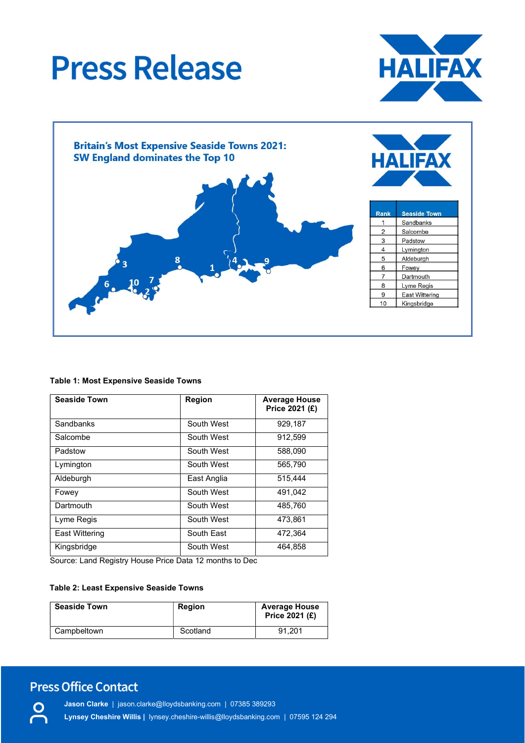# Press Release

## Britain's Most Expensive Seaside Towns 2021: SW England dominates the Top 10

| Rank | Seaside Town |
|---|---|
| 1 | Sandbanks |
| 2 | Salcombe |
| 3 | Padstow |
| 4 | Lymington |
| 5 | Aldeburgh |
| 6 | Fowey |
| 7 | Dartmouth |
| 8 | Lyme Regis |
| 9 | East Wittering |
| 10 | Kingsbridge |

**Table 1: Most Expensive Seaside Towns**

| Seaside Town | Region | Average House Price 2021 (£) |
|---|---|---|
| Sandbanks | South West | 929,187 |
| Salcombe | South West | 912,599 |
| Padstow | South West | 588,090 |
| Lymington | South West | 565,790 |
| Aldeburgh | East Anglia | 515,444 |
| Fowey | South West | 491,042 |
| Dartmouth | South West | 485,760 |
| Lyme Regis | South West | 473,861 |
| East Wittering | South East | 472,364 |
| Kingsbridge | South West | 464,858 |

Source: Land Registry House Price Data 12 months to Dec

**Table 2: Least Expensive Seaside Towns**

| Seaside Town | Region | Average House Price 2021 (£) |
|---|---|---|
| Campbeltown | Scotland | 91,201 |

## Press Office Contact

**Jason Clarke** | jason.clarke@lloydsbanking.com | 07385 389293

**Lynsey Cheshire Willis** | lynsey.cheshire-willis@lloydsbanking.com | 07595 124 294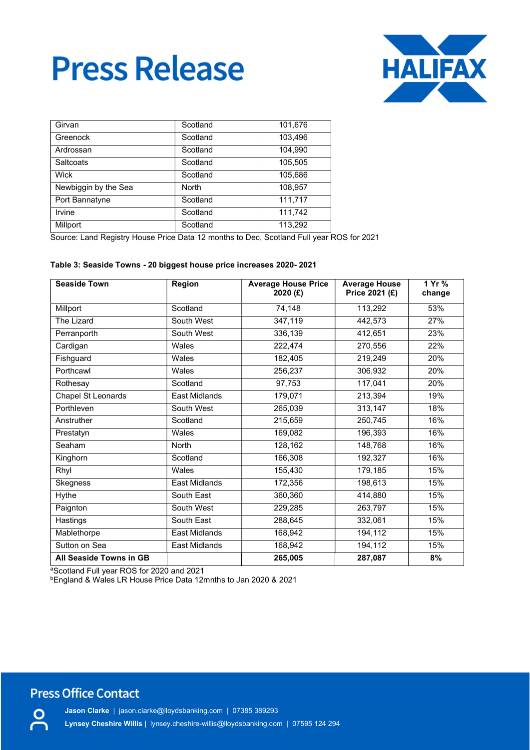| Girvan | Scotland | 101,676 |
|---|---|---|
| Greenock | Scotland | 103,496 |
| Ardrossan | Scotland | 104,990 |
| Saltcoats | Scotland | 105,505 |
| Wick | Scotland | 105,686 |
| Newbiggin by the Sea | North | 108,957 |
| Port Bannatyne | Scotland | 111,717 |
| Irvine | Scotland | 111,742 |
| Millport | Scotland | 113,292 |

Source: Land Registry House Price Data 12 months to Dec, Scotland Full year ROS for 2021

**Table 3: Seaside Towns - 20 biggest house price increases 2020- 2021**

| Seaside Town | Region | Average House Price 2020 (£) | Average House Price 2021 (£) | 1 Yr % change |
|---|---|---|---|---|
| Millport | Scotland | 74,148 | 113,292 | 53% |
| The Lizard | South West | 347,119 | 442,573 | 27% |
| Perranporth | South West | 336,139 | 412,651 | 23% |
| Cardigan | Wales | 222,474 | 270,556 | 22% |
| Fishguard | Wales | 182,405 | 219,249 | 20% |
| Porthcawl | Wales | 256,237 | 306,932 | 20% |
| Rothesay | Scotland | 97,753 | 117,041 | 20% |
| Chapel St Leonards | East Midlands | 179,071 | 213,394 | 19% |
| Porthleven | South West | 265,039 | 313,147 | 18% |
| Anstruther | Scotland | 215,659 | 250,745 | 16% |
| Prestatyn | Wales | 169,082 | 196,393 | 16% |
| Seaham | North | 128,162 | 148,768 | 16% |
| Kinghorn | Scotland | 166,308 | 192,327 | 16% |
| Rhyl | Wales | 155,430 | 179,185 | 15% |
| Skegness | East Midlands | 172,356 | 198,613 | 15% |
| Hythe | South East | 360,360 | 414,880 | 15% |
| Paignton | South West | 229,285 | 263,797 | 15% |
| Hastings | South East | 288,645 | 332,061 | 15% |
| Mablethorpe | East Midlands | 168,942 | 194,112 | 15% |
| Sutton on Sea | East Midlands | 168,942 | 194,112 | 15% |
| **All Seaside Towns in GB** | | **265,005** | **287,087** | **8%** |

[a]Scotland Full year ROS for 2020 and 2021
[b]England & Wales LR House Price Data 12mnths to Jan 2020 & 2021

## Press Office Contact

**Jason Clarke** | jason.clarke@lloydsbanking.com | 07385 389293
**Lynsey Cheshire Willis** | lynsey.cheshire-willis@lloydsbanking.com | 07595 124 294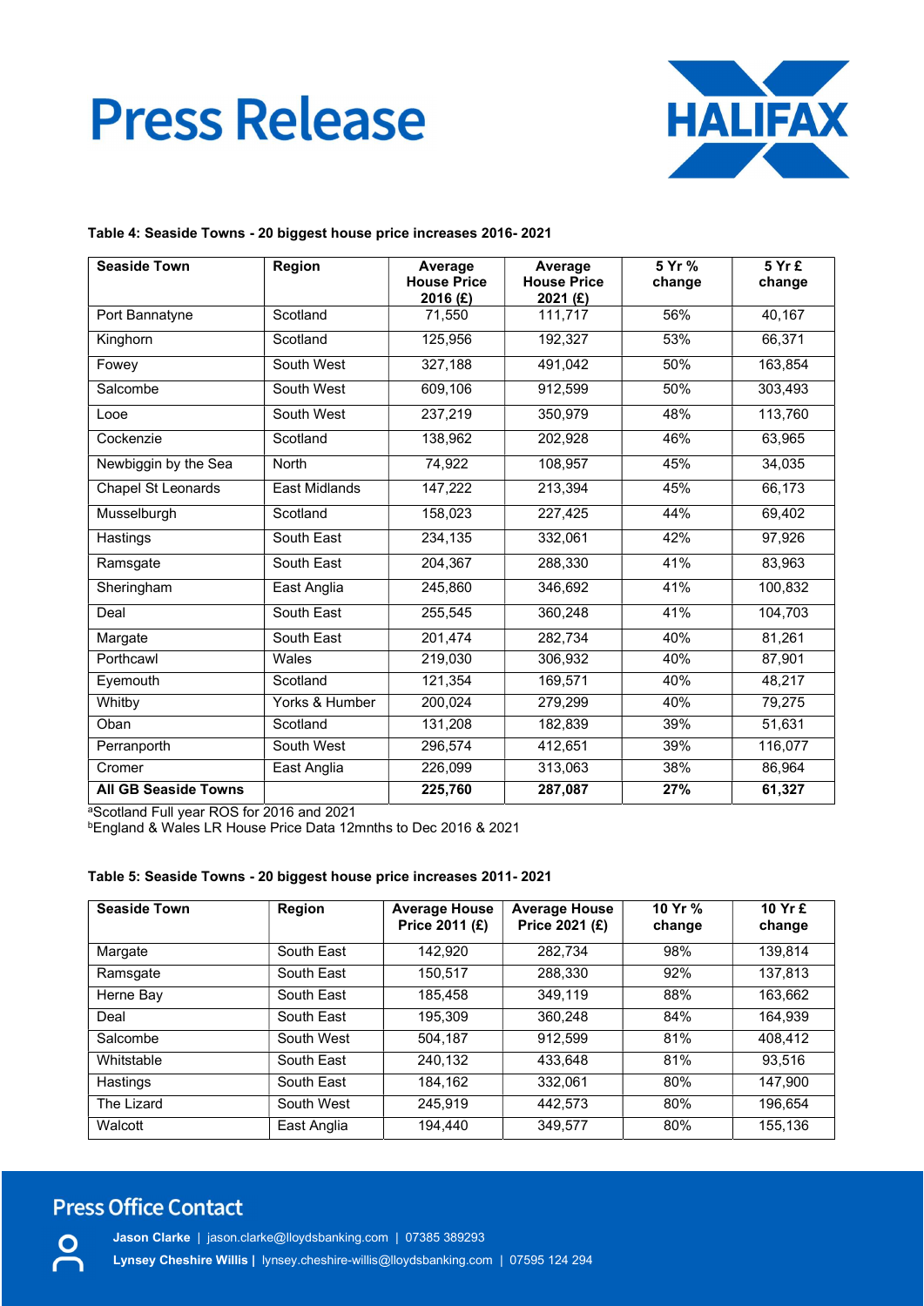# Press Release

**Table 4: Seaside Towns - 20 biggest house price increases 2016- 2021**

| Seaside Town | Region | Average House Price 2016 (£) | Average House Price 2021 (£) | 5 Yr % change | 5 Yr £ change |
|---|---|---|---|---|---|
| Port Bannatyne | Scotland | 71,550 | 111,717 | 56% | 40,167 |
| Kinghorn | Scotland | 125,956 | 192,327 | 53% | 66,371 |
| Fowey | South West | 327,188 | 491,042 | 50% | 163,854 |
| Salcombe | South West | 609,106 | 912,599 | 50% | 303,493 |
| Looe | South West | 237,219 | 350,979 | 48% | 113,760 |
| Cockenzie | Scotland | 138,962 | 202,928 | 46% | 63,965 |
| Newbiggin by the Sea | North | 74,922 | 108,957 | 45% | 34,035 |
| Chapel St Leonards | East Midlands | 147,222 | 213,394 | 45% | 66,173 |
| Musselburgh | Scotland | 158,023 | 227,425 | 44% | 69,402 |
| Hastings | South East | 234,135 | 332,061 | 42% | 97,926 |
| Ramsgate | South East | 204,367 | 288,330 | 41% | 83,963 |
| Sheringham | East Anglia | 245,860 | 346,692 | 41% | 100,832 |
| Deal | South East | 255,545 | 360,248 | 41% | 104,703 |
| Margate | South East | 201,474 | 282,734 | 40% | 81,261 |
| Porthcawl | Wales | 219,030 | 306,932 | 40% | 87,901 |
| Eyemouth | Scotland | 121,354 | 169,571 | 40% | 48,217 |
| Whitby | Yorks & Humber | 200,024 | 279,299 | 40% | 79,275 |
| Oban | Scotland | 131,208 | 182,839 | 39% | 51,631 |
| Perranporth | South West | 296,574 | 412,651 | 39% | 116,077 |
| Cromer | East Anglia | 226,099 | 313,063 | 38% | 86,964 |
| **All GB Seaside Towns** | | **225,760** | **287,087** | **27%** | **61,327** |

[a]Scotland Full year ROS for 2016 and 2021
[b]England & Wales LR House Price Data 12mnths to Dec 2016 & 2021

**Table 5: Seaside Towns - 20 biggest house price increases 2011- 2021**

| Seaside Town | Region | Average House Price 2011 (£) | Average House Price 2021 (£) | 10 Yr % change | 10 Yr £ change |
|---|---|---|---|---|---|
| Margate | South East | 142,920 | 282,734 | 98% | 139,814 |
| Ramsgate | South East | 150,517 | 288,330 | 92% | 137,813 |
| Herne Bay | South East | 185,458 | 349,119 | 88% | 163,662 |
| Deal | South East | 195,309 | 360,248 | 84% | 164,939 |
| Salcombe | South West | 504,187 | 912,599 | 81% | 408,412 |
| Whitstable | South East | 240,132 | 433,648 | 81% | 93,516 |
| Hastings | South East | 184,162 | 332,061 | 80% | 147,900 |
| The Lizard | South West | 245,919 | 442,573 | 80% | 196,654 |
| Walcott | East Anglia | 194,440 | 349,577 | 80% | 155,136 |

## Press Office Contact

**Jason Clarke** | jason.clarke@lloydsbanking.com | 07385 389293
**Lynsey Cheshire Willis** | lynsey.cheshire-willis@lloydsbanking.com | 07595 124 294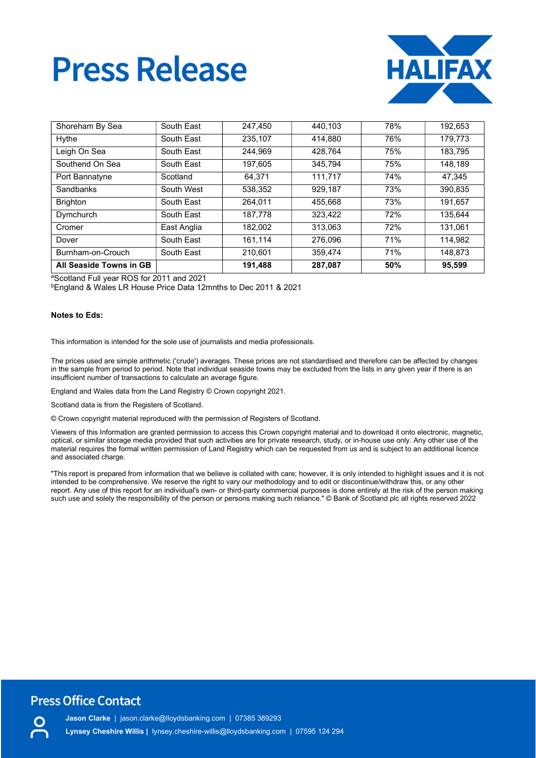# Press Release

| | | | | | |
|---|---|---|---|---|---|
| Shoreham By Sea | South East | 247,450 | 440,103 | 78% | 192,653 |
| Hythe | South East | 235,107 | 414,880 | 76% | 179,773 |
| Leigh On Sea | South East | 244,969 | 428,764 | 75% | 183,795 |
| Southend On Sea | South East | 197,605 | 345,794 | 75% | 148,189 |
| Port Bannatyne | Scotland | 64,371 | 111,717 | 74% | 47,345 |
| Sandbanks | South West | 538,352 | 929,187 | 73% | 390,835 |
| Brighton | South East | 264,011 | 455,668 | 73% | 191,657 |
| Dymchurch | South East | 187,778 | 323,422 | 72% | 135,644 |
| Cromer | East Anglia | 182,002 | 313,063 | 72% | 131,061 |
| Dover | South East | 161,114 | 276,096 | 71% | 114,982 |
| Burnham-on-Crouch | South East | 210,601 | 359,474 | 71% | 148,873 |
| **All Seaside Towns in GB** | | **191,488** | **287,087** | **50%** | **95,599** |

[a]Scotland Full year ROS for 2011 and 2021
[b]England & Wales LR House Price Data 12mnths to Dec 2011 & 2021

**Notes to Eds:**

This information is intended for the sole use of journalists and media professionals.

The prices used are simple arithmetic ('crude') averages. These prices are not standardised and therefore can be affected by changes in the sample from period to period. Note that individual seaside towns may be excluded from the lists in any given year if there is an insufficient number of transactions to calculate an average figure.

England and Wales data from the Land Registry © Crown copyright 2021.

Scotland data is from the Registers of Scotland.

© Crown copyright material reproduced with the permission of Registers of Scotland.

Viewers of this Information are granted permission to access this Crown copyright material and to download it onto electronic, magnetic, optical, or similar storage media provided that such activities are for private research, study, or in-house use only. Any other use of the material requires the formal written permission of Land Registry which can be requested from us and is subject to an additional licence and associated charge.

"This report is prepared from information that we believe is collated with care; however, it is only intended to highlight issues and it is not intended to be comprehensive. We reserve the right to vary our methodology and to edit or discontinue/withdraw this, or any other report. Any use of this report for an individual's own- or third-party commercial purposes is done entirely at the risk of the person making such use and solely the responsibility of the person or persons making such reliance." © Bank of Scotland plc all rights reserved 2022

## Press Office Contact

**Jason Clarke** | jason.clarke@lloydsbanking.com | 07385 389293

**Lynsey Cheshire Willis** | lynsey.cheshire-willis@lloydsbanking.com | 07595 124 294